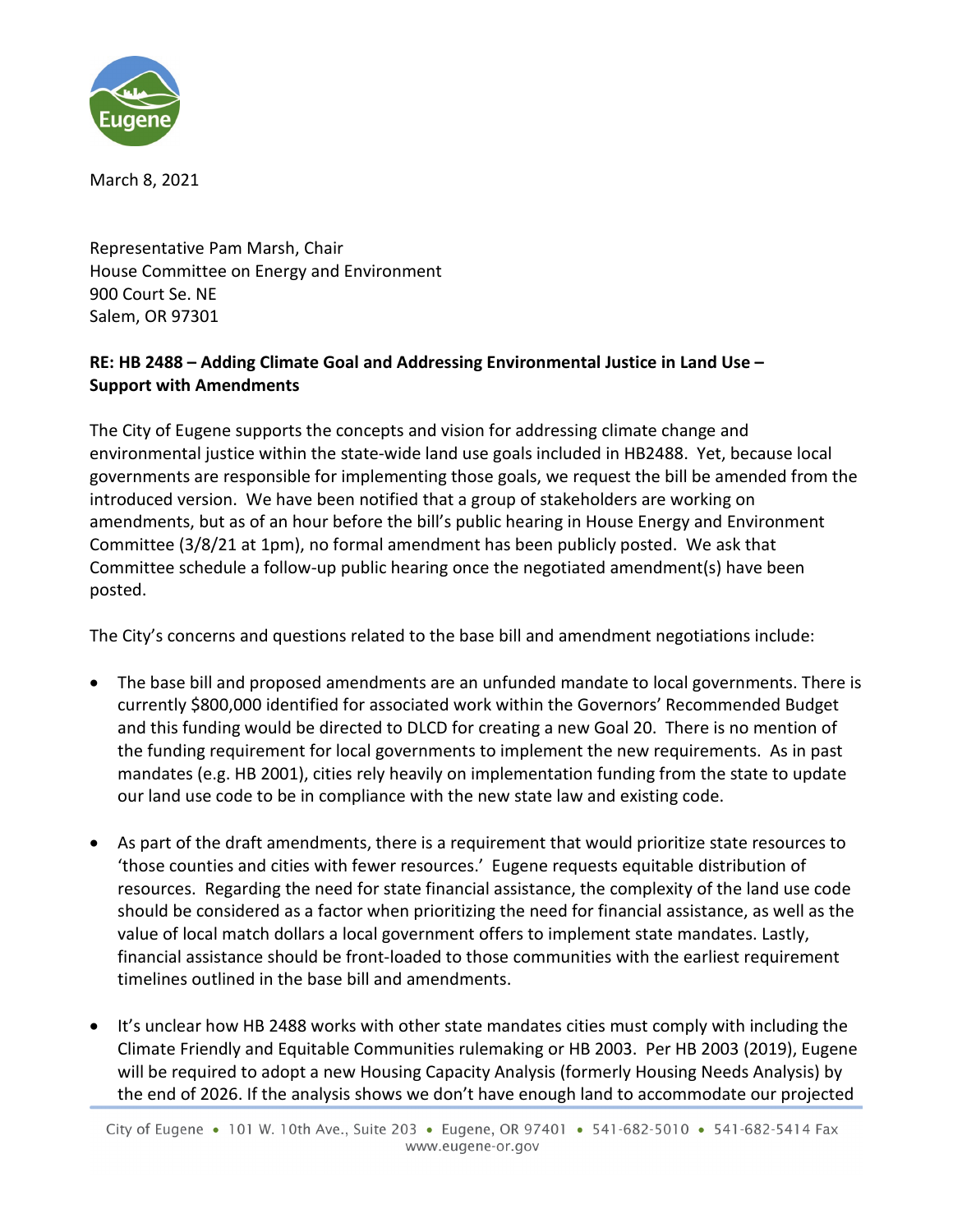March 8, 2021

Representative Pam Marsh, Chair
House Committee on Energy and Environment
900 Court Se. NE
Salem, OR 97301

**RE: HB 2488 – Adding Climate Goal and Addressing Environmental Justice in Land Use – Support with Amendments**

The City of Eugene supports the concepts and vision for addressing climate change and environmental justice within the state-wide land use goals included in HB2488. Yet, because local governments are responsible for implementing those goals, we request the bill be amended from the introduced version. We have been notified that a group of stakeholders are working on amendments, but as of an hour before the bill's public hearing in House Energy and Environment Committee (3/8/21 at 1pm), no formal amendment has been publicly posted. We ask that Committee schedule a follow-up public hearing once the negotiated amendment(s) have been posted.

The City's concerns and questions related to the base bill and amendment negotiations include:

- The base bill and proposed amendments are an unfunded mandate to local governments. There is currently $800,000 identified for associated work within the Governors' Recommended Budget and this funding would be directed to DLCD for creating a new Goal 20. There is no mention of the funding requirement for local governments to implement the new requirements. As in past mandates (e.g. HB 2001), cities rely heavily on implementation funding from the state to update our land use code to be in compliance with the new state law and existing code.

- As part of the draft amendments, there is a requirement that would prioritize state resources to 'those counties and cities with fewer resources.' Eugene requests equitable distribution of resources. Regarding the need for state financial assistance, the complexity of the land use code should be considered as a factor when prioritizing the need for financial assistance, as well as the value of local match dollars a local government offers to implement state mandates. Lastly, financial assistance should be front-loaded to those communities with the earliest requirement timelines outlined in the base bill and amendments.

- It's unclear how HB 2488 works with other state mandates cities must comply with including the Climate Friendly and Equitable Communities rulemaking or HB 2003. Per HB 2003 (2019), Eugene will be required to adopt a new Housing Capacity Analysis (formerly Housing Needs Analysis) by the end of 2026. If the analysis shows we don't have enough land to accommodate our projected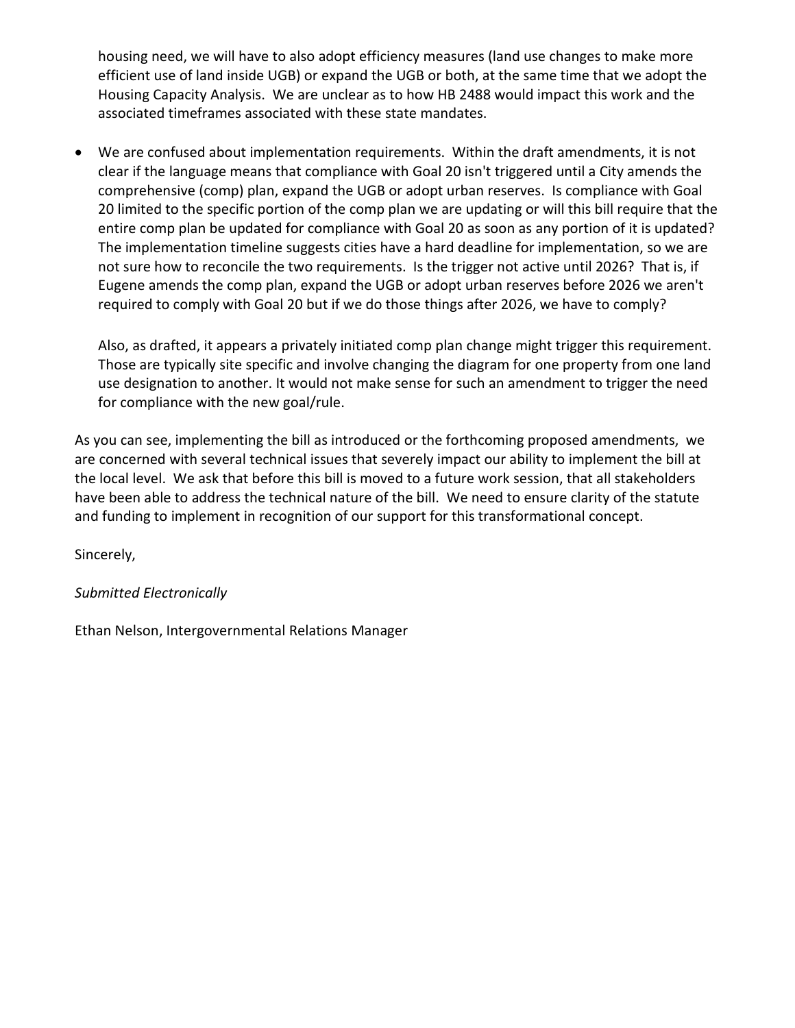housing need, we will have to also adopt efficiency measures (land use changes to make more efficient use of land inside UGB) or expand the UGB or both, at the same time that we adopt the Housing Capacity Analysis. We are unclear as to how HB 2488 would impact this work and the associated timeframes associated with these state mandates.

- We are confused about implementation requirements. Within the draft amendments, it is not clear if the language means that compliance with Goal 20 isn't triggered until a City amends the comprehensive (comp) plan, expand the UGB or adopt urban reserves. Is compliance with Goal 20 limited to the specific portion of the comp plan we are updating or will this bill require that the entire comp plan be updated for compliance with Goal 20 as soon as any portion of it is updated? The implementation timeline suggests cities have a hard deadline for implementation, so we are not sure how to reconcile the two requirements. Is the trigger not active until 2026? That is, if Eugene amends the comp plan, expand the UGB or adopt urban reserves before 2026 we aren't required to comply with Goal 20 but if we do those things after 2026, we have to comply?

  Also, as drafted, it appears a privately initiated comp plan change might trigger this requirement. Those are typically site specific and involve changing the diagram for one property from one land use designation to another. It would not make sense for such an amendment to trigger the need for compliance with the new goal/rule.

As you can see, implementing the bill as introduced or the forthcoming proposed amendments, we are concerned with several technical issues that severely impact our ability to implement the bill at the local level. We ask that before this bill is moved to a future work session, that all stakeholders have been able to address the technical nature of the bill. We need to ensure clarity of the statute and funding to implement in recognition of our support for this transformational concept.

Sincerely,

*Submitted Electronically*

Ethan Nelson, Intergovernmental Relations Manager